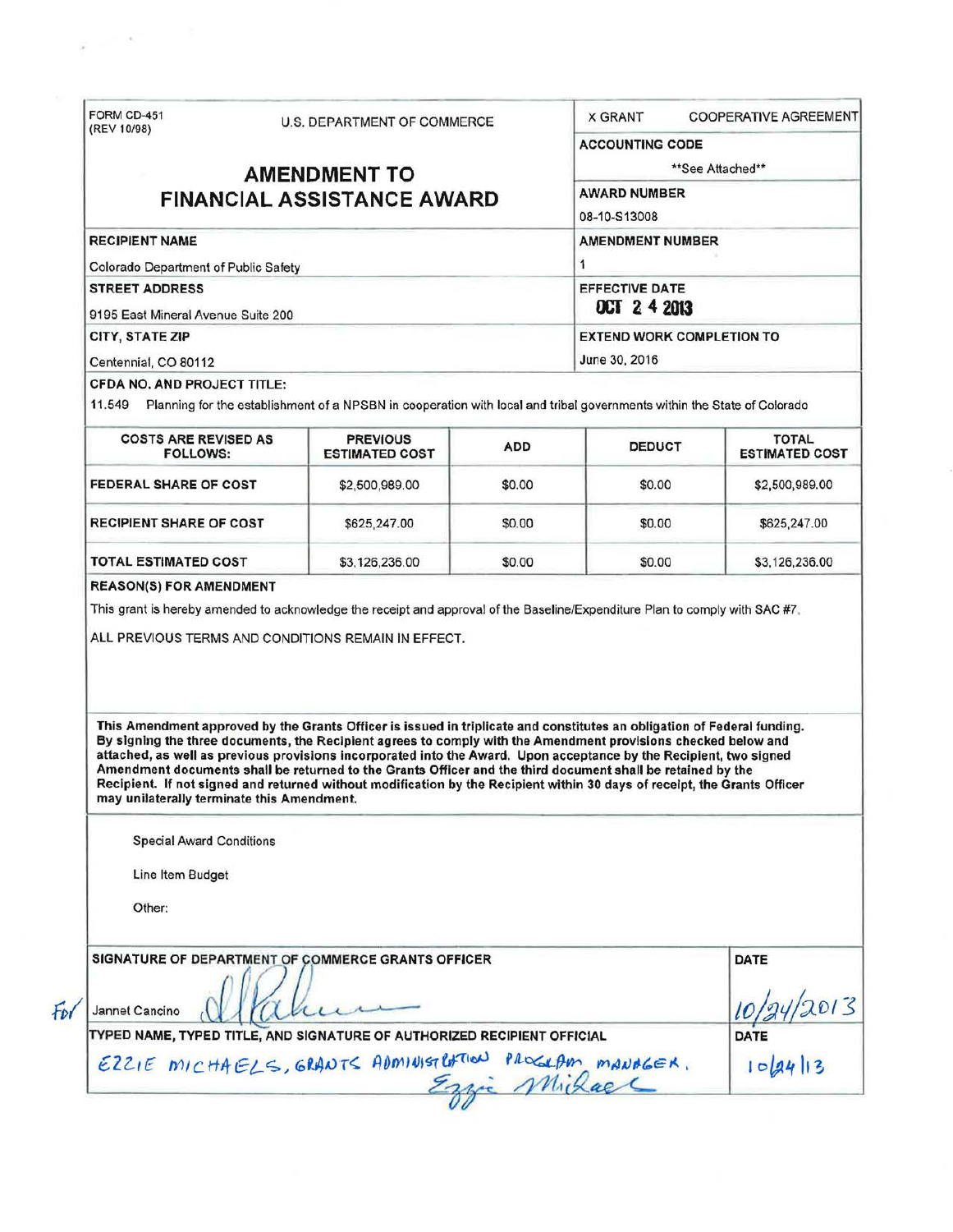FORM CD-451
(REV 10/98)

U.S. DEPARTMENT OF COMMERCE

# AMENDMENT TO FINANCIAL ASSISTANCE AWARD

X GRANT COOPERATIVE AGREEMENT

**ACCOUNTING CODE**

**See Attached**

**AWARD NUMBER**

08-10-S13008

**RECIPIENT NAME**

Colorado Department of Public Safety

**AMENDMENT NUMBER**

1

**STREET ADDRESS**

9195 East Mineral Avenue Suite 200

**EFFECTIVE DATE**

OCT 24 2013

**CITY, STATE ZIP**

Centennial, CO 80112

**EXTEND WORK COMPLETION TO**

June 30, 2016

**CFDA NO. AND PROJECT TITLE:**

11.549 Planning for the establishment of a NPSBN in cooperation with local and tribal governments within the State of Colorado

| COSTS ARE REVISED AS FOLLOWS: | PREVIOUS ESTIMATED COST | ADD | DEDUCT | TOTAL ESTIMATED COST |
|---|---|---|---|---|
| FEDERAL SHARE OF COST | $2,500,989.00 | $0.00 | $0.00 | $2,500,989.00 |
| RECIPIENT SHARE OF COST | $625,247.00 | $0.00 | $0.00 | $625,247.00 |
| TOTAL ESTIMATED COST | $3,126,236.00 | $0.00 | $0.00 | $3,126,236.00 |

**REASON(S) FOR AMENDMENT**

This grant is hereby amended to acknowledge the receipt and approval of the Baseline/Expenditure Plan to comply with SAC #7.

ALL PREVIOUS TERMS AND CONDITIONS REMAIN IN EFFECT.

**This Amendment approved by the Grants Officer is issued in triplicate and constitutes an obligation of Federal funding. By signing the three documents, the Recipient agrees to comply with the Amendment provisions checked below and attached, as well as previous provisions incorporated into the Award. Upon acceptance by the Recipient, two signed Amendment documents shall be returned to the Grants Officer and the third document shall be retained by the Recipient. If not signed and returned without modification by the Recipient within 30 days of receipt, the Grants Officer may unilaterally terminate this Amendment.**

Special Award Conditions

Line Item Budget

Other:

**SIGNATURE OF DEPARTMENT OF COMMERCE GRANTS OFFICER**

For Jannet Cancino [signature]

**DATE**

10/24/2013

**TYPED NAME, TYPED TITLE, AND SIGNATURE OF AUTHORIZED RECIPIENT OFFICIAL**

EZZIE MICHAELS, GRANTS ADMINISTRATION PROGRAM MANAGER. [signature: Ezzie Michaels]

**DATE**

10/24/13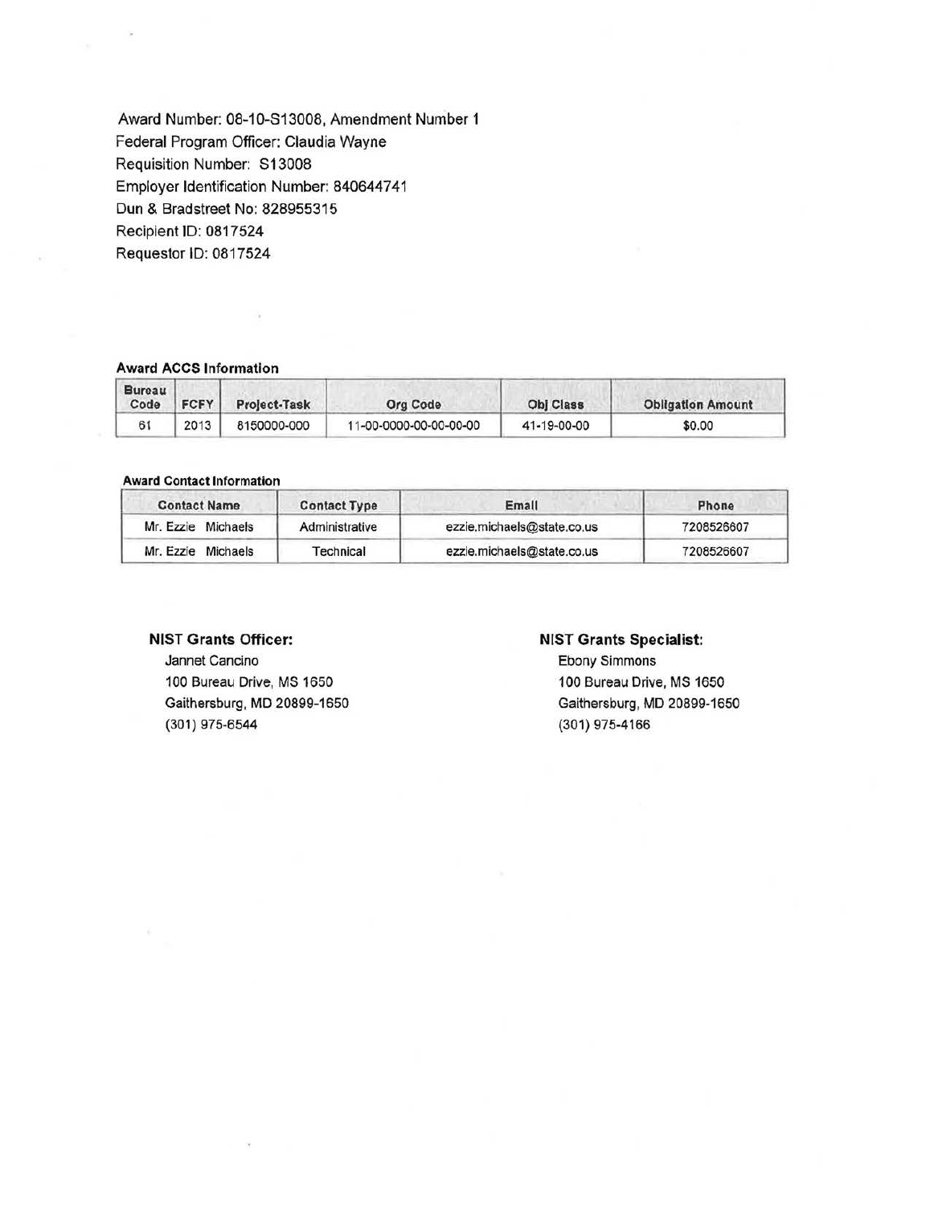Award Number: 08-10-S13008, Amendment Number 1
Federal Program Officer: Claudia Wayne
Requisition Number: S13008
Employer Identification Number: 840644741
Dun & Bradstreet No: 828955315
Recipient ID: 0817524
Requestor ID: 0817524

**Award ACCS Information**

| Bureau Code | FCFY | Project-Task | Org Code | Obj Class | Obligation Amount |
|---|---|---|---|---|---|
| 61 | 2013 | 8150000-000 | 11-00-0000-00-00-00-00 | 41-19-00-00 | $0.00 |

**Award Contact Information**

| Contact Name | Contact Type | Email | Phone |
|---|---|---|---|
| Mr. Ezzie Michaels | Administrative | ezzie.michaels@state.co.us | 7208526607 |
| Mr. Ezzie Michaels | Technical | ezzie.michaels@state.co.us | 7208526607 |

**NIST Grants Officer:**
Jannet Cancino
100 Bureau Drive, MS 1650
Gaithersburg, MD 20899-1650
(301) 975-6544

**NIST Grants Specialist:**
Ebony Simmons
100 Bureau Drive, MS 1650
Gaithersburg, MD 20899-1650
(301) 975-4166